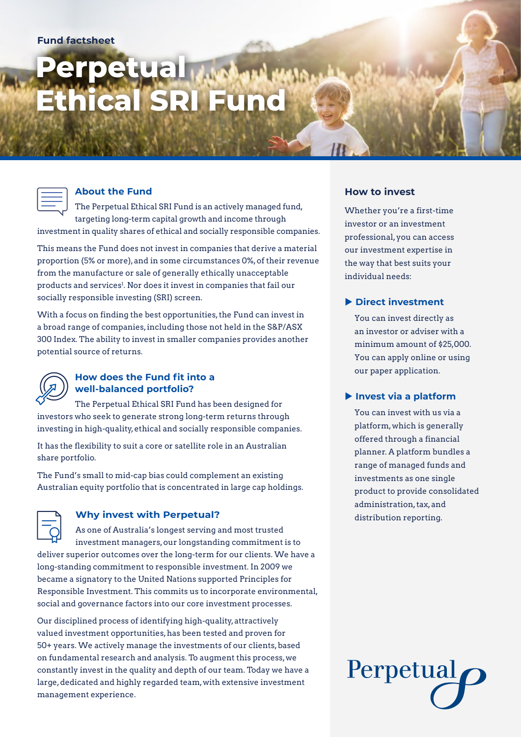Fund factsheet

# Perpetual Ethical SRI Fund

## About the Fund

The Perpetual Ethical SRI Fund is an actively managed fund, targeting long-term capital growth and income through investment in quality shares of ethical and socially responsible companies.

This means the Fund does not invest in companies that derive a material proportion (5% or more), and in some circumstances 0%, of their revenue from the manufacture or sale of generally ethically unacceptable products and services[1]. Nor does it invest in companies that fail our socially responsible investing (SRI) screen.

With a focus on finding the best opportunities, the Fund can invest in a broad range of companies, including those not held in the S&P/ASX 300 Index. The ability to invest in smaller companies provides another potential source of returns.

## How does the Fund fit into a well-balanced portfolio?

The Perpetual Ethical SRI Fund has been designed for investors who seek to generate strong long-term returns through investing in high-quality, ethical and socially responsible companies.

It has the flexibility to suit a core or satellite role in an Australian share portfolio.

The Fund's small to mid-cap bias could complement an existing Australian equity portfolio that is concentrated in large cap holdings.

## Why invest with Perpetual?

As one of Australia's longest serving and most trusted investment managers, our longstanding commitment is to deliver superior outcomes over the long-term for our clients. We have a long-standing commitment to responsible investment. In 2009 we became a signatory to the United Nations supported Principles for Responsible Investment. This commits us to incorporate environmental, social and governance factors into our core investment processes.

Our disciplined process of identifying high-quality, attractively valued investment opportunities, has been tested and proven for 50+ years. We actively manage the investments of our clients, based on fundamental research and analysis. To augment this process, we constantly invest in the quality and depth of our team. Today we have a large, dedicated and highly regarded team, with extensive investment management experience.

## How to invest

Whether you're a first-time investor or an investment professional, you can access our investment expertise in the way that best suits your individual needs:

### ▶ Direct investment

You can invest directly as an investor or adviser with a minimum amount of $25,000. You can apply online or using our paper application.

### ▶ Invest via a platform

You can invest with us via a platform, which is generally offered through a financial planner. A platform bundles a range of managed funds and investments as one single product to provide consolidated administration, tax, and distribution reporting.

Perpetual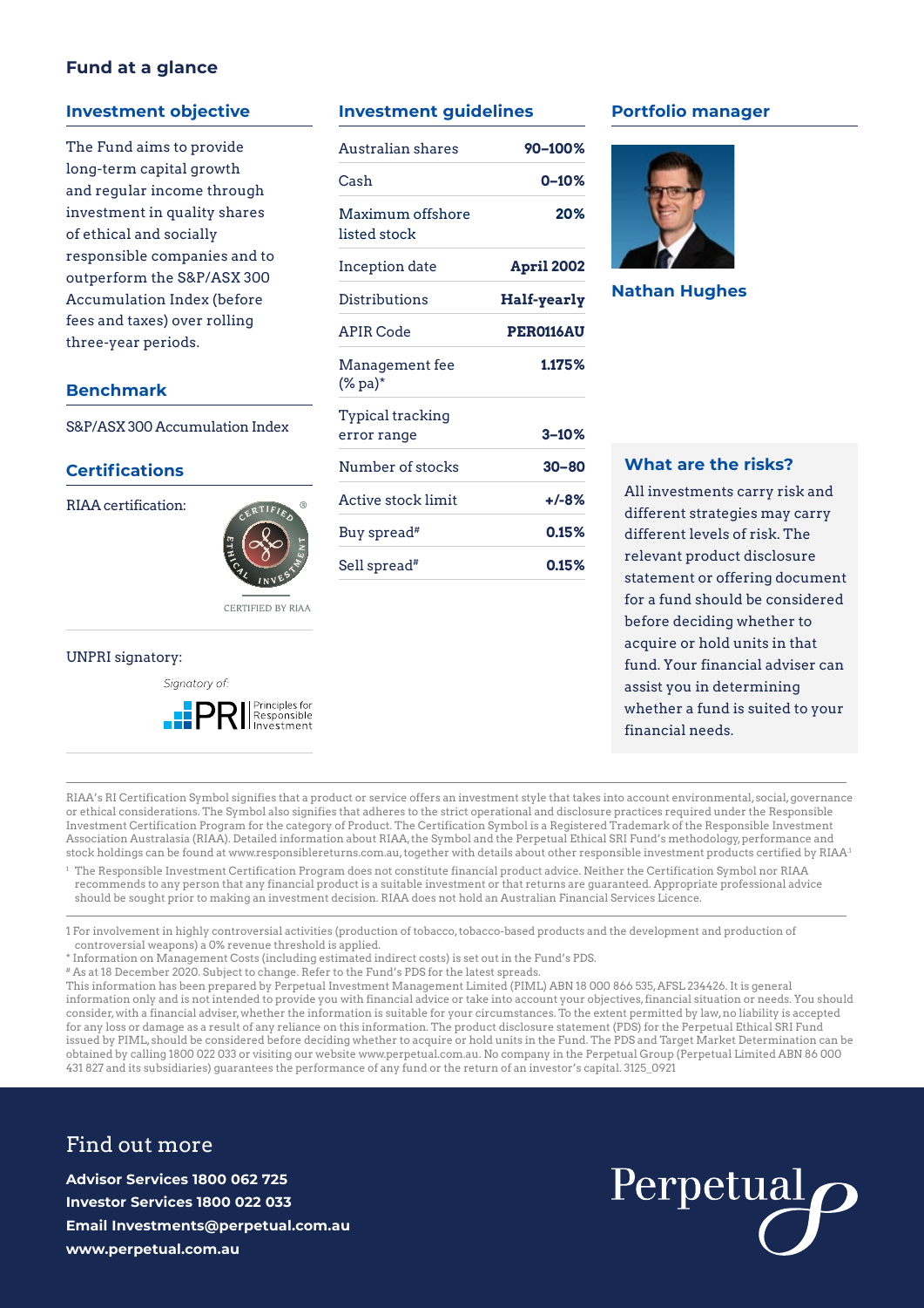## Fund at a glance

### Investment objective

The Fund aims to provide long-term capital growth and regular income through investment in quality shares of ethical and socially responsible companies and to outperform the S&P/ASX 300 Accumulation Index (before fees and taxes) over rolling three-year periods.

### Benchmark

S&P/ASX 300 Accumulation Index

### Certifications

RIAA certification:

CERTIFIED BY RIAA

UNPRI signatory:

*Signatory of:* PRI Principles for Responsible Investment

### Investment guidelines

| | |
|---|---|
| Australian shares | **90–100%** |
| Cash | **0–10%** |
| Maximum offshore listed stock | **20%** |
| Inception date | **April 2002** |
| Distributions | **Half-yearly** |
| APIR Code | **PER0116AU** |
| Management fee (% pa)* | **1.175%** |
| Typical tracking error range | **3–10%** |
| Number of stocks | **30–80** |
| Active stock limit | **+/-8%** |
| Buy spread# | **0.15%** |
| Sell spread# | **0.15%** |

### Portfolio manager

**Nathan Hughes**

### What are the risks?

All investments carry risk and different strategies may carry different levels of risk. The relevant product disclosure statement or offering document for a fund should be considered before deciding whether to acquire or hold units in that fund. Your financial adviser can assist you in determining whether a fund is suited to your financial needs.

---

RIAA's RI Certification Symbol signifies that a product or service offers an investment style that takes into account environmental, social, governance or ethical considerations. The Symbol also signifies that adheres to the strict operational and disclosure practices required under the Responsible Investment Certification Program for the category of Product. The Certification Symbol is a Registered Trademark of the Responsible Investment Association Australasia (RIAA). Detailed information about RIAA, the Symbol and the Perpetual Ethical SRI Fund's methodology, performance and stock holdings can be found at www.responsiblereturns.com.au, together with details about other responsible investment products certified by RIAA[1]

[1] The Responsible Investment Certification Program does not constitute financial product advice. Neither the Certification Symbol nor RIAA recommends to any person that any financial product is a suitable investment or that returns are guaranteed. Appropriate professional advice should be sought prior to making an investment decision. RIAA does not hold an Australian Financial Services Licence.

---

1 For involvement in highly controversial activities (production of tobacco, tobacco-based products and the development and production of controversial weapons) a 0% revenue threshold is applied.

\* Information on Management Costs (including estimated indirect costs) is set out in the Fund's PDS.

\# As at 18 December 2020. Subject to change. Refer to the Fund's PDS for the latest spreads.

This information has been prepared by Perpetual Investment Management Limited (PIML) ABN 18 000 866 535, AFSL 234426. It is general information only and is not intended to provide you with financial advice or take into account your objectives, financial situation or needs. You should consider, with a financial adviser, whether the information is suitable for your circumstances. To the extent permitted by law, no liability is accepted for any loss or damage as a result of any reliance on this information. The product disclosure statement (PDS) for the Perpetual Ethical SRI Fund issued by PIML, should be considered before deciding whether to acquire or hold units in the Fund. The PDS and Target Market Determination can be obtained by calling 1800 022 033 or visiting our website www.perpetual.com.au. No company in the Perpetual Group (Perpetual Limited ABN 86 000 431 827 and its subsidiaries) guarantees the performance of any fund or the return of an investor's capital. 3125_0921

## Find out more

**Advisor Services 1800 062 725**
**Investor Services 1800 022 033**
**Email Investments@perpetual.com.au**
**www.perpetual.com.au**

Perpetual